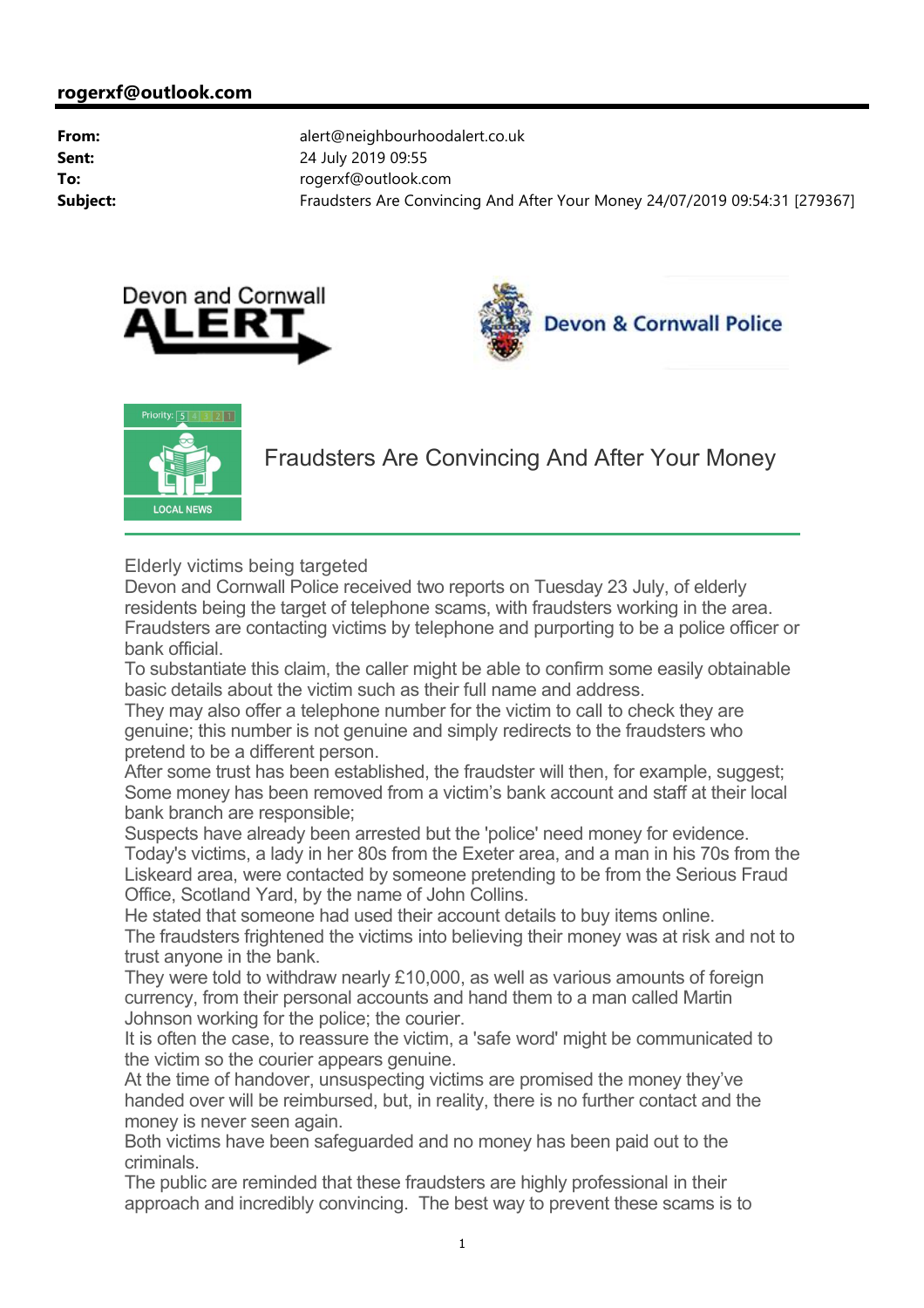**rogerxf@outlook.com**

| | |
|---|---|
| **From:** | alert@neighbourhoodalert.co.uk |
| **Sent:** | 24 July 2019 09:55 |
| **To:** | rogerxf@outlook.com |
| **Subject:** | Fraudsters Are Convincing And After Your Money 24/07/2019 09:54:31 [279367] |

Devon and Cornwall ALERT

Devon & Cornwall Police

Priority: 5 4 3 2 1

LOCAL NEWS

# Fraudsters Are Convincing And After Your Money

Elderly victims being targeted
Devon and Cornwall Police received two reports on Tuesday 23 July, of elderly residents being the target of telephone scams, with fraudsters working in the area.
Fraudsters are contacting victims by telephone and purporting to be a police officer or bank official.
To substantiate this claim, the caller might be able to confirm some easily obtainable basic details about the victim such as their full name and address.
They may also offer a telephone number for the victim to call to check they are genuine; this number is not genuine and simply redirects to the fraudsters who pretend to be a different person.
After some trust has been established, the fraudster will then, for example, suggest;
Some money has been removed from a victim's bank account and staff at their local bank branch are responsible;
Suspects have already been arrested but the 'police' need money for evidence.
Today's victims, a lady in her 80s from the Exeter area, and a man in his 70s from the Liskeard area, were contacted by someone pretending to be from the Serious Fraud Office, Scotland Yard, by the name of John Collins.
He stated that someone had used their account details to buy items online.
The fraudsters frightened the victims into believing their money was at risk and not to trust anyone in the bank.
They were told to withdraw nearly £10,000, as well as various amounts of foreign currency, from their personal accounts and hand them to a man called Martin Johnson working for the police; the courier.
It is often the case, to reassure the victim, a 'safe word' might be communicated to the victim so the courier appears genuine.
At the time of handover, unsuspecting victims are promised the money they've handed over will be reimbursed, but, in reality, there is no further contact and the money is never seen again.
Both victims have been safeguarded and no money has been paid out to the criminals.
The public are reminded that these fraudsters are highly professional in their approach and incredibly convincing. The best way to prevent these scams is to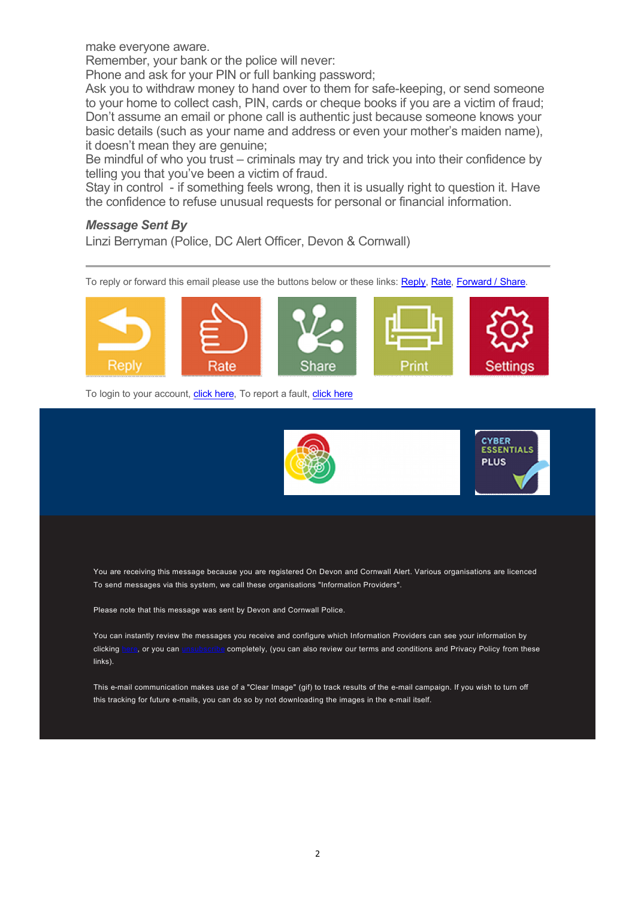make everyone aware.
Remember, your bank or the police will never:
Phone and ask for your PIN or full banking password;
Ask you to withdraw money to hand over to them for safe-keeping, or send someone to your home to collect cash, PIN, cards or cheque books if you are a victim of fraud;
Don't assume an email or phone call is authentic just because someone knows your basic details (such as your name and address or even your mother's maiden name), it doesn't mean they are genuine;
Be mindful of who you trust – criminals may try and trick you into their confidence by telling you that you've been a victim of fraud.
Stay in control - if something feels wrong, then it is usually right to question it. Have the confidence to refuse unusual requests for personal or financial information.

***Message Sent By***
Linzi Berryman (Police, DC Alert Officer, Devon & Cornwall)

---

To reply or forward this email please use the buttons below or these links: Reply, Rate, Forward / Share.

Reply | Rate | Share | Print | Settings

To login to your account, click here, To report a fault, click here

CYBER ESSENTIALS PLUS

You are receiving this message because you are registered On Devon and Cornwall Alert. Various organisations are licenced To send messages via this system, we call these organisations "Information Providers".

Please note that this message was sent by Devon and Cornwall Police.

You can instantly review the messages you receive and configure which Information Providers can see your information by clicking here, or you can unsubscribe completely, (you can also review our terms and conditions and Privacy Policy from these links).

This e-mail communication makes use of a "Clear Image" (gif) to track results of the e-mail campaign. If you wish to turn off this tracking for future e-mails, you can do so by not downloading the images in the e-mail itself.